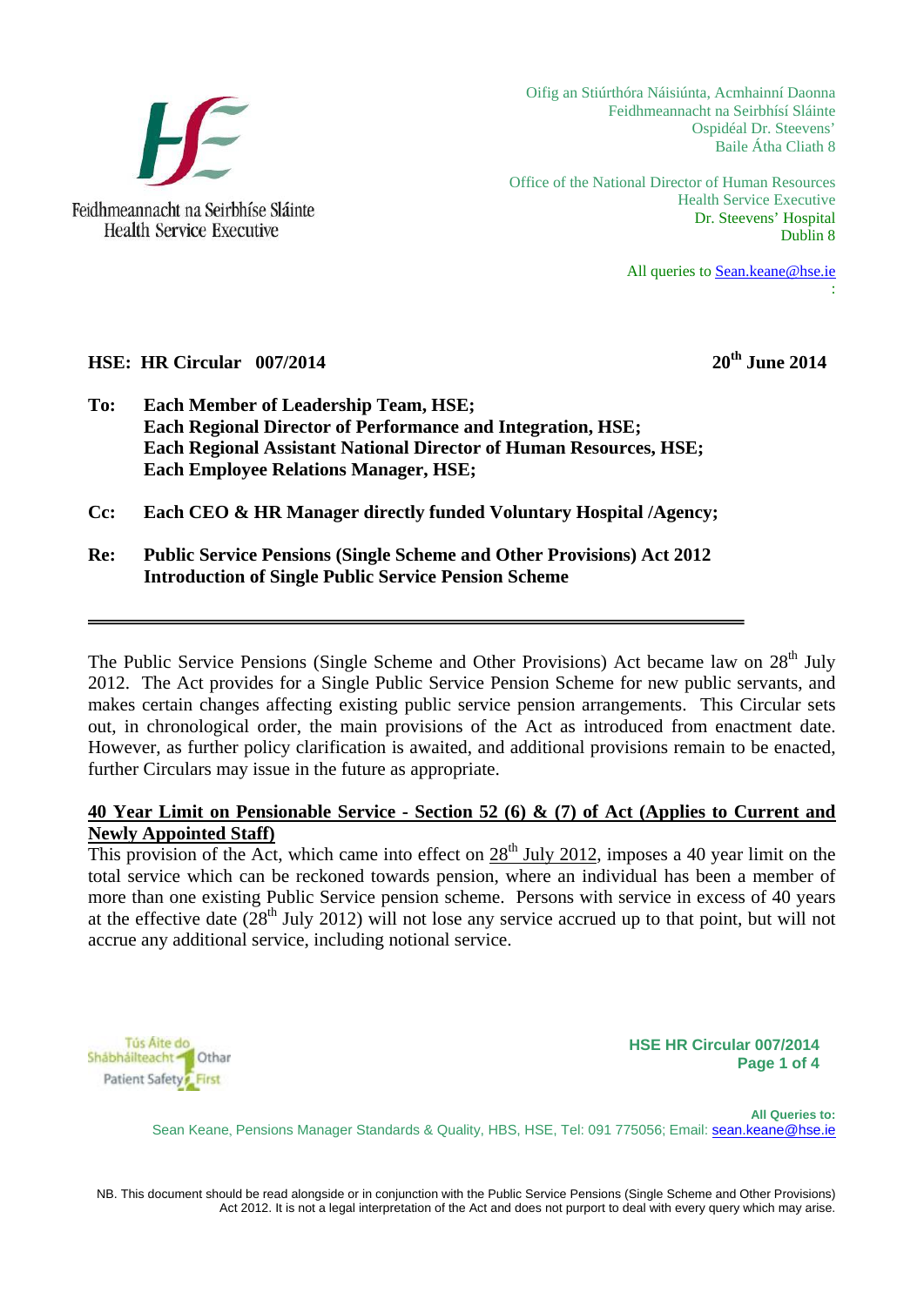Feidhmeannacht na Seirbhíse Sláinte
Health Service Executive

Oifig an Stiúrthóra Náisiúnta, Acmhainní Daonna
Feidhmeannacht na Seirbhísí Sláinte
Ospidéal Dr. Steevens'
Baile Átha Cliath 8

Office of the National Director of Human Resources
Health Service Executive
Dr. Steevens' Hospital
Dublin 8

All queries to Sean.keane@hse.ie

**HSE: HR Circular 007/2014** **20th June 2014**

**To:** **Each Member of Leadership Team, HSE;**
**Each Regional Director of Performance and Integration, HSE;**
**Each Regional Assistant National Director of Human Resources, HSE;**
**Each Employee Relations Manager, HSE;**

**Cc:** **Each CEO & HR Manager directly funded Voluntary Hospital /Agency;**

**Re:** **Public Service Pensions (Single Scheme and Other Provisions) Act 2012**
**Introduction of Single Public Service Pension Scheme**

---

The Public Service Pensions (Single Scheme and Other Provisions) Act became law on 28th July 2012. The Act provides for a Single Public Service Pension Scheme for new public servants, and makes certain changes affecting existing public service pension arrangements. This Circular sets out, in chronological order, the main provisions of the Act as introduced from enactment date. However, as further policy clarification is awaited, and additional provisions remain to be enacted, further Circulars may issue in the future as appropriate.

**40 Year Limit on Pensionable Service - Section 52 (6) & (7) of Act (Applies to Current and Newly Appointed Staff)**

This provision of the Act, which came into effect on 28th July 2012, imposes a 40 year limit on the total service which can be reckoned towards pension, where an individual has been a member of more than one existing Public Service pension scheme. Persons with service in excess of 40 years at the effective date (28th July 2012) will not lose any service accrued up to that point, but will not accrue any additional service, including notional service.

Tús Áite do Shábháilteacht Othar
Patient Safety First

**All Queries to:**
Sean Keane, Pensions Manager Standards & Quality, HBS, HSE, Tel: 091 775056; Email: sean.keane@hse.ie

NB. This document should be read alongside or in conjunction with the Public Service Pensions (Single Scheme and Other Provisions) Act 2012. It is not a legal interpretation of the Act and does not purport to deal with every query which may arise.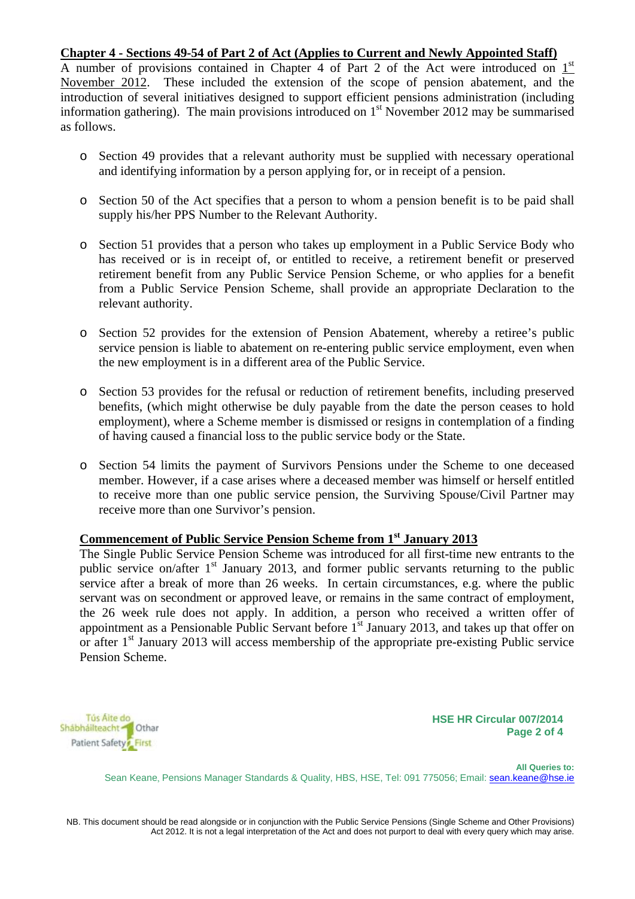**Chapter 4 - Sections 49-54 of Part 2 of Act (Applies to Current and Newly Appointed Staff)**

A number of provisions contained in Chapter 4 of Part 2 of the Act were introduced on 1st November 2012. These included the extension of the scope of pension abatement, and the introduction of several initiatives designed to support efficient pensions administration (including information gathering). The main provisions introduced on 1st November 2012 may be summarised as follows.

- Section 49 provides that a relevant authority must be supplied with necessary operational and identifying information by a person applying for, or in receipt of a pension.
- Section 50 of the Act specifies that a person to whom a pension benefit is to be paid shall supply his/her PPS Number to the Relevant Authority.
- Section 51 provides that a person who takes up employment in a Public Service Body who has received or is in receipt of, or entitled to receive, a retirement benefit or preserved retirement benefit from any Public Service Pension Scheme, or who applies for a benefit from a Public Service Pension Scheme, shall provide an appropriate Declaration to the relevant authority.
- Section 52 provides for the extension of Pension Abatement, whereby a retiree's public service pension is liable to abatement on re-entering public service employment, even when the new employment is in a different area of the Public Service.
- Section 53 provides for the refusal or reduction of retirement benefits, including preserved benefits, (which might otherwise be duly payable from the date the person ceases to hold employment), where a Scheme member is dismissed or resigns in contemplation of a finding of having caused a financial loss to the public service body or the State.
- Section 54 limits the payment of Survivors Pensions under the Scheme to one deceased member. However, if a case arises where a deceased member was himself or herself entitled to receive more than one public service pension, the Surviving Spouse/Civil Partner may receive more than one Survivor's pension.

**Commencement of Public Service Pension Scheme from 1st January 2013**

The Single Public Service Pension Scheme was introduced for all first-time new entrants to the public service on/after 1st January 2013, and former public servants returning to the public service after a break of more than 26 weeks. In certain circumstances, e.g. where the public servant was on secondment or approved leave, or remains in the same contract of employment, the 26 week rule does not apply. In addition, a person who received a written offer of appointment as a Pensionable Public Servant before 1st January 2013, and takes up that offer on or after 1st January 2013 will access membership of the appropriate pre-existing Public service Pension Scheme.

All Queries to:
Sean Keane, Pensions Manager Standards & Quality, HBS, HSE, Tel: 091 775056; Email: sean.keane@hse.ie

NB. This document should be read alongside or in conjunction with the Public Service Pensions (Single Scheme and Other Provisions) Act 2012. It is not a legal interpretation of the Act and does not purport to deal with every query which may arise.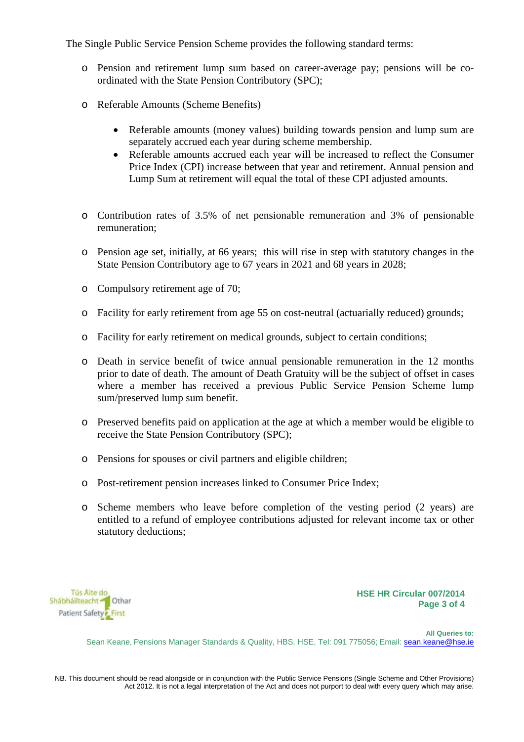The Single Public Service Pension Scheme provides the following standard terms:

- Pension and retirement lump sum based on career-average pay; pensions will be co-ordinated with the State Pension Contributory (SPC);

- Referable Amounts (Scheme Benefits)

  - Referable amounts (money values) building towards pension and lump sum are separately accrued each year during scheme membership.
  - Referable amounts accrued each year will be increased to reflect the Consumer Price Index (CPI) increase between that year and retirement. Annual pension and Lump Sum at retirement will equal the total of these CPI adjusted amounts.

- Contribution rates of 3.5% of net pensionable remuneration and 3% of pensionable remuneration;

- Pension age set, initially, at 66 years; this will rise in step with statutory changes in the State Pension Contributory age to 67 years in 2021 and 68 years in 2028;

- Compulsory retirement age of 70;

- Facility for early retirement from age 55 on cost-neutral (actuarially reduced) grounds;

- Facility for early retirement on medical grounds, subject to certain conditions;

- Death in service benefit of twice annual pensionable remuneration in the 12 months prior to date of death. The amount of Death Gratuity will be the subject of offset in cases where a member has received a previous Public Service Pension Scheme lump sum/preserved lump sum benefit.

- Preserved benefits paid on application at the age at which a member would be eligible to receive the State Pension Contributory (SPC);

- Pensions for spouses or civil partners and eligible children;

- Post-retirement pension increases linked to Consumer Price Index;

- Scheme members who leave before completion of the vesting period (2 years) are entitled to a refund of employee contributions adjusted for relevant income tax or other statutory deductions;

**All Queries to:**
Sean Keane, Pensions Manager Standards & Quality, HBS, HSE, Tel: 091 775056; Email: sean.keane@hse.ie

NB. This document should be read alongside or in conjunction with the Public Service Pensions (Single Scheme and Other Provisions) Act 2012. It is not a legal interpretation of the Act and does not purport to deal with every query which may arise.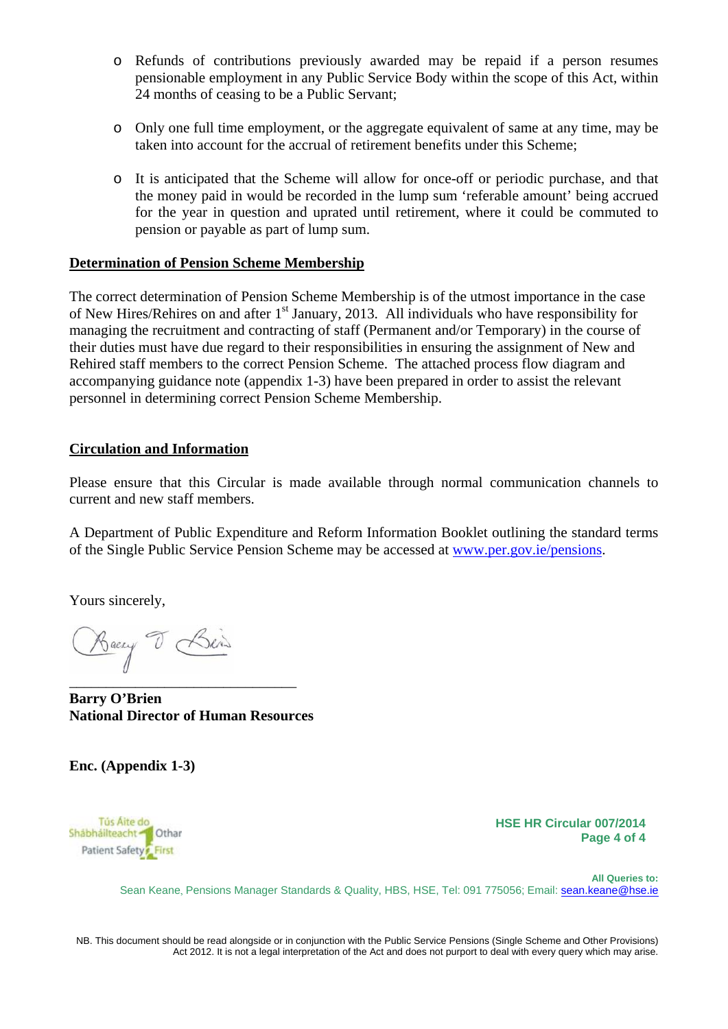- Refunds of contributions previously awarded may be repaid if a person resumes pensionable employment in any Public Service Body within the scope of this Act, within 24 months of ceasing to be a Public Servant;

- Only one full time employment, or the aggregate equivalent of same at any time, may be taken into account for the accrual of retirement benefits under this Scheme;

- It is anticipated that the Scheme will allow for once-off or periodic purchase, and that the money paid in would be recorded in the lump sum 'referable amount' being accrued for the year in question and uprated until retirement, where it could be commuted to pension or payable as part of lump sum.

## Determination of Pension Scheme Membership

The correct determination of Pension Scheme Membership is of the utmost importance in the case of New Hires/Rehires on and after 1st January, 2013. All individuals who have responsibility for managing the recruitment and contracting of staff (Permanent and/or Temporary) in the course of their duties must have due regard to their responsibilities in ensuring the assignment of New and Rehired staff members to the correct Pension Scheme. The attached process flow diagram and accompanying guidance note (appendix 1-3) have been prepared in order to assist the relevant personnel in determining correct Pension Scheme Membership.

## Circulation and Information

Please ensure that this Circular is made available through normal communication channels to current and new staff members.

A Department of Public Expenditure and Reform Information Booklet outlining the standard terms of the Single Public Service Pension Scheme may be accessed at www.per.gov.ie/pensions.

Yours sincerely,

**Barry O'Brien**
**National Director of Human Resources**

**Enc. (Appendix 1-3)**

Tús Áite do Shábháilteacht Othar
Patient Safety First

**HSE HR Circular 007/2014**

**All Queries to:**
Sean Keane, Pensions Manager Standards & Quality, HBS, HSE, Tel: 091 775056; Email: sean.keane@hse.ie

NB. This document should be read alongside or in conjunction with the Public Service Pensions (Single Scheme and Other Provisions) Act 2012. It is not a legal interpretation of the Act and does not purport to deal with every query which may arise.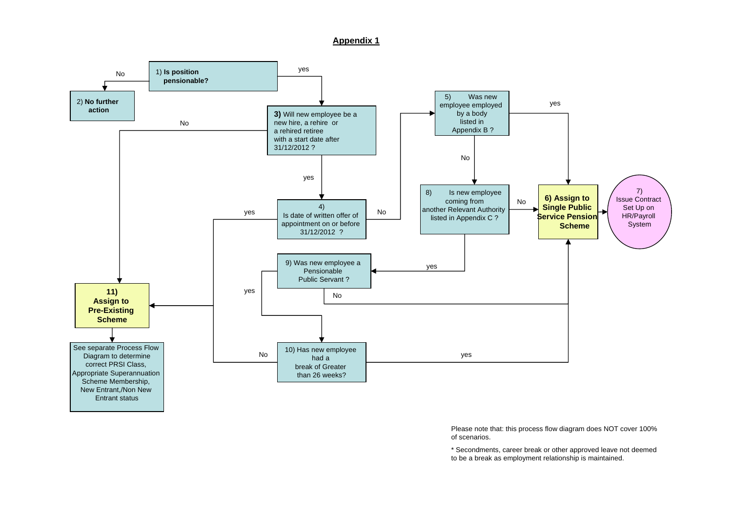## Appendix 1

1) **Is position pensionable?**
- No → 2) **No further action**
- yes → 3)

**3)** Will new employee be a new hire, a rehire or a rehired retiree with a start date after 31/12/2012 ?
- No → 11)
- yes → 4)

4) Is date of written offer of appointment on or before 31/12/2012 ?
- yes → 11)
- No → 5)

5) Was new employee employed by a body listed in Appendix B ?
- yes → 6)
- No → 8)

8) Is new employee coming from another Relevant Authority listed in Appendix C ?
- No → 6)
- yes → 9)

9) Was new employee a Pensionable Public Servant ?
- No → 6)
- yes → 10)

10) Has new employee had a break of Greater than 26 weeks?
- yes → 6)
- No → 11)

**6) Assign to Single Public Service Pension Scheme** → 7) Issue Contract Set Up on HR/Payroll System

**11) Assign to Pre-Existing Scheme** → See separate Process Flow Diagram to determine correct PRSI Class, Appropriate Superannuation Scheme Membership, New Entrant,/Non New Entrant status

Please note that: this process flow diagram does NOT cover 100% of scenarios.

* Secondments, career break or other approved leave not deemed to be a break as employment relationship is maintained.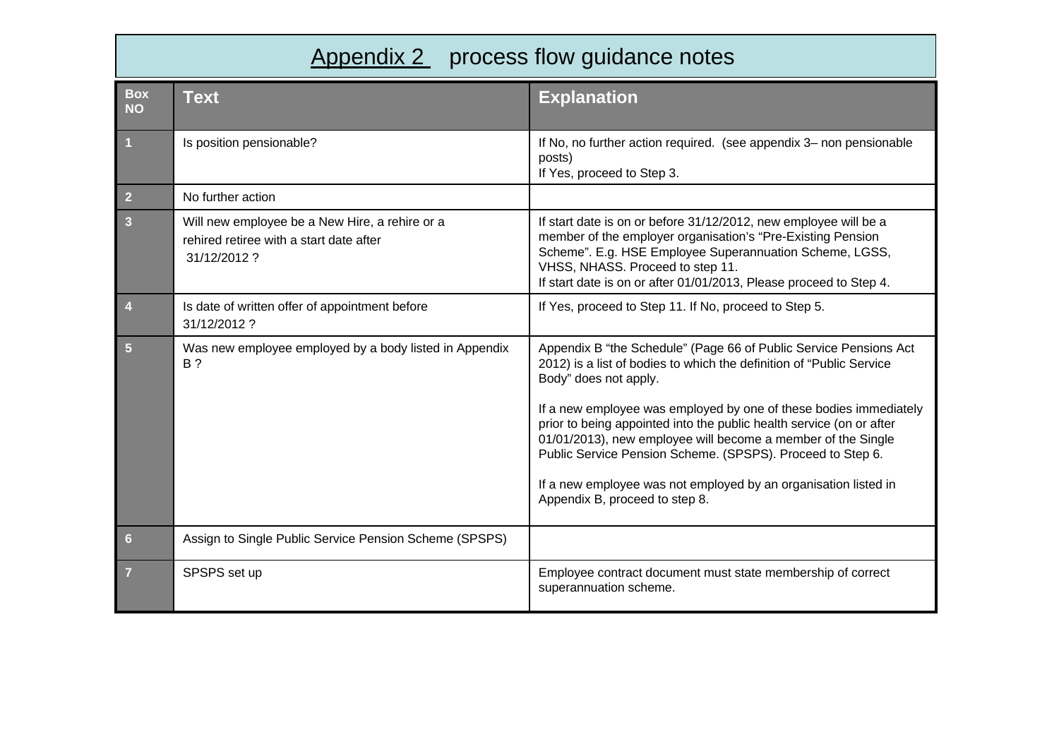# Appendix 2 process flow guidance notes

| Box NO | Text | Explanation |
|---|---|---|
| 1 | Is position pensionable? | If No, no further action required. (see appendix 3– non pensionable posts)<br>If Yes, proceed to Step 3. |
| 2 | No further action | |
| 3 | Will new employee be a New Hire, a rehire or a rehired retiree with a start date after 31/12/2012 ? | If start date is on or before 31/12/2012, new employee will be a member of the employer organisation's "Pre-Existing Pension Scheme". E.g. HSE Employee Superannuation Scheme, LGSS, VHSS, NHASS. Proceed to step 11.<br>If start date is on or after 01/01/2013, Please proceed to Step 4. |
| 4 | Is date of written offer of appointment before 31/12/2012 ? | If Yes, proceed to Step 11. If No, proceed to Step 5. |
| 5 | Was new employee employed by a body listed in Appendix B ? | Appendix B "the Schedule" (Page 66 of Public Service Pensions Act 2012) is a list of bodies to which the definition of "Public Service Body" does not apply.<br><br>If a new employee was employed by one of these bodies immediately prior to being appointed into the public health service (on or after 01/01/2013), new employee will become a member of the Single Public Service Pension Scheme. (SPSPS). Proceed to Step 6.<br><br>If a new employee was not employed by an organisation listed in Appendix B, proceed to step 8. |
| 6 | Assign to Single Public Service Pension Scheme (SPSPS) | |
| 7 | SPSPS set up | Employee contract document must state membership of correct superannuation scheme. |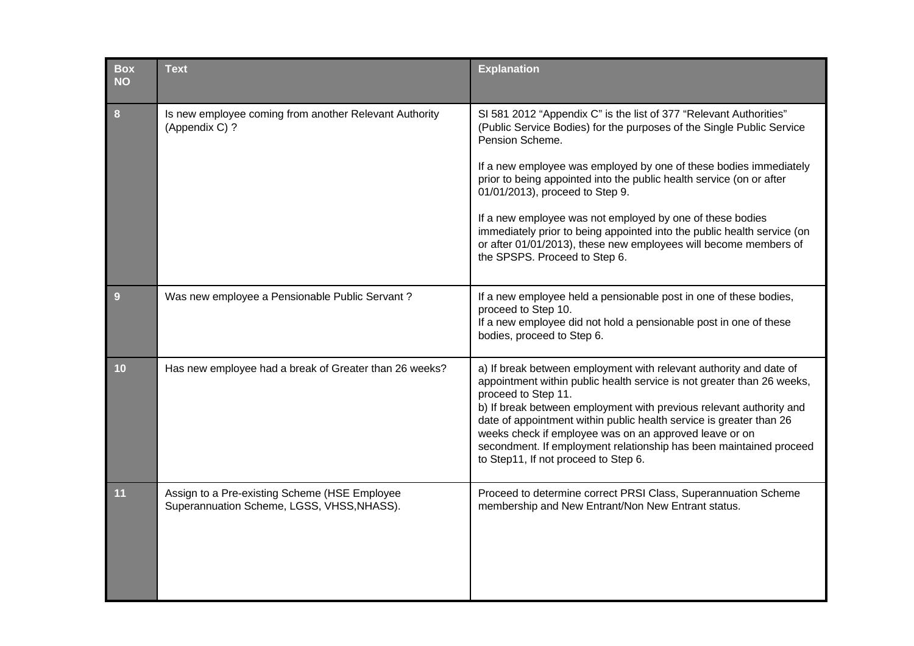| Box NO | Text | Explanation |
|---|---|---|
| 8 | Is new employee coming from another Relevant Authority (Appendix C) ? | SI 581 2012 "Appendix C" is the list of 377 "Relevant Authorities" (Public Service Bodies) for the purposes of the Single Public Service Pension Scheme.<br><br>If a new employee was employed by one of these bodies immediately prior to being appointed into the public health service (on or after 01/01/2013), proceed to Step 9.<br><br>If a new employee was not employed by one of these bodies immediately prior to being appointed into the public health service (on or after 01/01/2013), these new employees will become members of the SPSPS. Proceed to Step 6. |
| 9 | Was new employee a Pensionable Public Servant ? | If a new employee held a pensionable post in one of these bodies, proceed to Step 10.<br>If a new employee did not hold a pensionable post in one of these bodies, proceed to Step 6. |
| 10 | Has new employee had a break of Greater than 26 weeks? | a) If break between employment with relevant authority and date of appointment within public health service is not greater than 26 weeks, proceed to Step 11.<br>b) If break between employment with previous relevant authority and date of appointment within public health service is greater than 26 weeks check if employee was on an approved leave or on secondment. If employment relationship has been maintained proceed to Step11, If not proceed to Step 6. |
| 11 | Assign to a Pre-existing Scheme (HSE Employee Superannuation Scheme, LGSS, VHSS,NHASS). | Proceed to determine correct PRSI Class, Superannuation Scheme membership and New Entrant/Non New Entrant status. |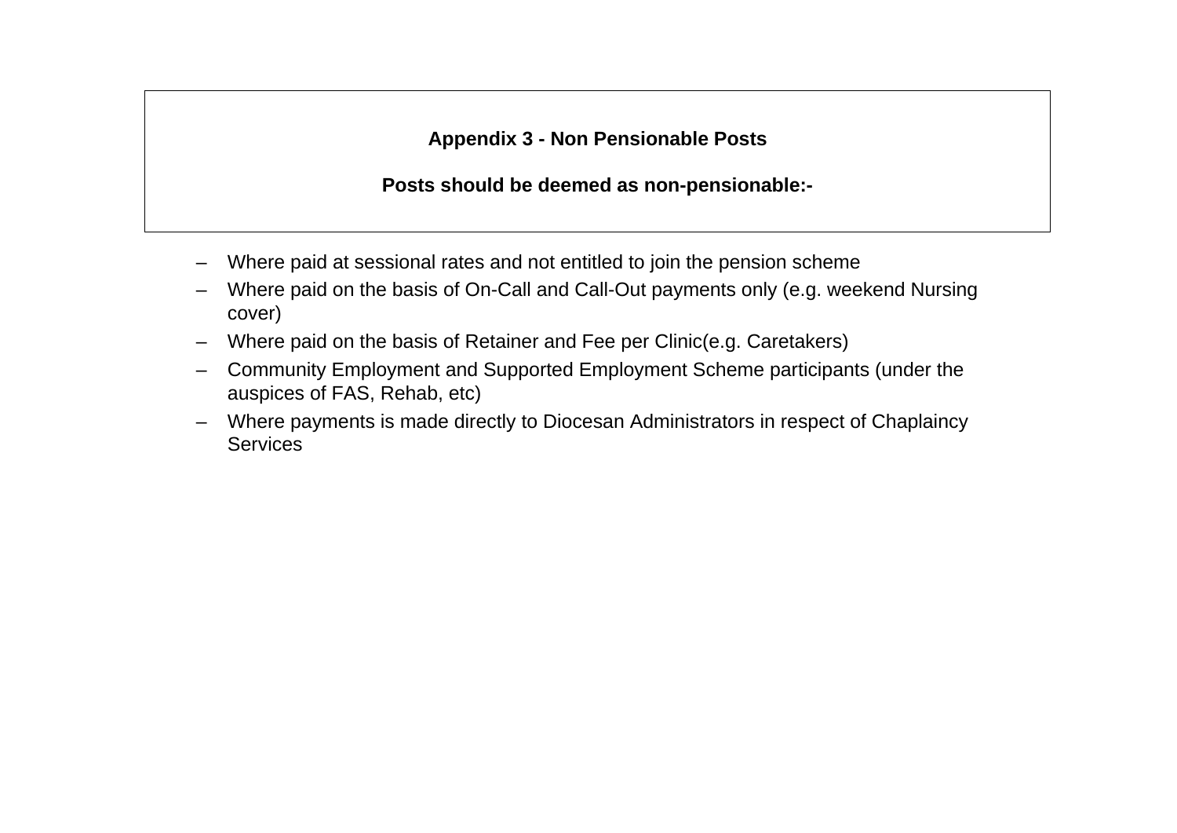## Appendix 3 - Non Pensionable Posts

**Posts should be deemed as non-pensionable:-**

- Where paid at sessional rates and not entitled to join the pension scheme
- Where paid on the basis of On-Call and Call-Out payments only (e.g. weekend Nursing cover)
- Where paid on the basis of Retainer and Fee per Clinic(e.g. Caretakers)
- Community Employment and Supported Employment Scheme participants (under the auspices of FAS, Rehab, etc)
- Where payments is made directly to Diocesan Administrators in respect of Chaplaincy Services